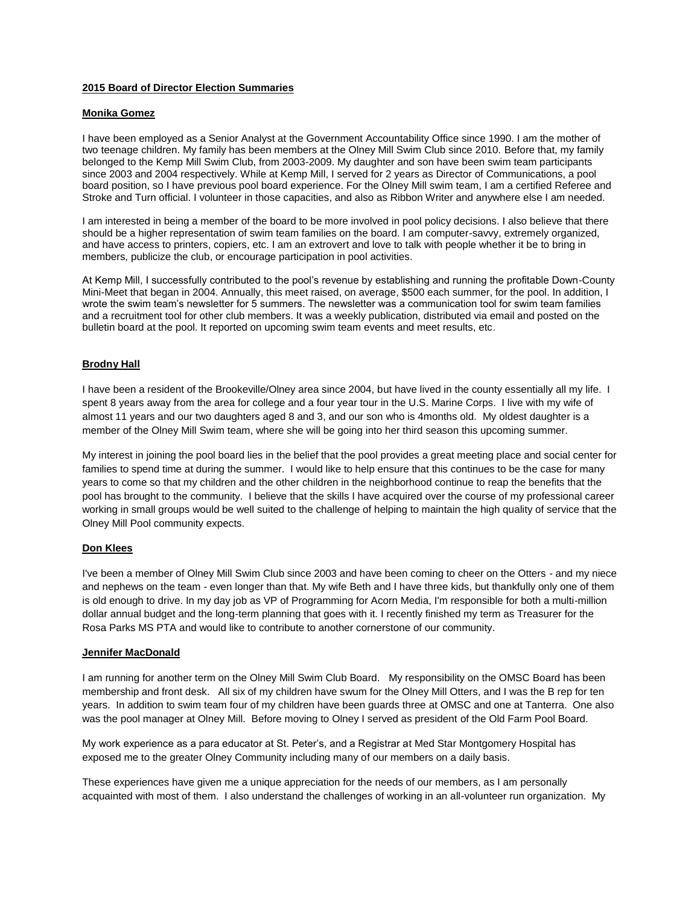**2015 Board of Director Election Summaries**

**Monika Gomez**

I have been employed as a Senior Analyst at the Government Accountability Office since 1990. I am the mother of two teenage children. My family has been members at the Olney Mill Swim Club since 2010. Before that, my family belonged to the Kemp Mill Swim Club, from 2003-2009. My daughter and son have been swim team participants since 2003 and 2004 respectively. While at Kemp Mill, I served for 2 years as Director of Communications, a pool board position, so I have previous pool board experience. For the Olney Mill swim team, I am a certified Referee and Stroke and Turn official. I volunteer in those capacities, and also as Ribbon Writer and anywhere else I am needed.

I am interested in being a member of the board to be more involved in pool policy decisions. I also believe that there should be a higher representation of swim team families on the board. I am computer-savvy, extremely organized, and have access to printers, copiers, etc. I am an extrovert and love to talk with people whether it be to bring in members, publicize the club, or encourage participation in pool activities.

At Kemp Mill, I successfully contributed to the pool's revenue by establishing and running the profitable Down-County Mini-Meet that began in 2004. Annually, this meet raised, on average, $500 each summer, for the pool. In addition, I wrote the swim team's newsletter for 5 summers. The newsletter was a communication tool for swim team families and a recruitment tool for other club members. It was a weekly publication, distributed via email and posted on the bulletin board at the pool. It reported on upcoming swim team events and meet results, etc.

**Brodny Hall**

I have been a resident of the Brookeville/Olney area since 2004, but have lived in the county essentially all my life. I spent 8 years away from the area for college and a four year tour in the U.S. Marine Corps. I live with my wife of almost 11 years and our two daughters aged 8 and 3, and our son who is 4months old. My oldest daughter is a member of the Olney Mill Swim team, where she will be going into her third season this upcoming summer.

My interest in joining the pool board lies in the belief that the pool provides a great meeting place and social center for families to spend time at during the summer. I would like to help ensure that this continues to be the case for many years to come so that my children and the other children in the neighborhood continue to reap the benefits that the pool has brought to the community. I believe that the skills I have acquired over the course of my professional career working in small groups would be well suited to the challenge of helping to maintain the high quality of service that the Olney Mill Pool community expects.

**Don Klees**

I've been a member of Olney Mill Swim Club since 2003 and have been coming to cheer on the Otters - and my niece and nephews on the team - even longer than that. My wife Beth and I have three kids, but thankfully only one of them is old enough to drive. In my day job as VP of Programming for Acorn Media, I'm responsible for both a multi-million dollar annual budget and the long-term planning that goes with it. I recently finished my term as Treasurer for the Rosa Parks MS PTA and would like to contribute to another cornerstone of our community.

**Jennifer MacDonald**

I am running for another term on the Olney Mill Swim Club Board. My responsibility on the OMSC Board has been membership and front desk. All six of my children have swum for the Olney Mill Otters, and I was the B rep for ten years. In addition to swim team four of my children have been guards three at OMSC and one at Tanterra. One also was the pool manager at Olney Mill. Before moving to Olney I served as president of the Old Farm Pool Board.

My work experience as a para educator at St. Peter's, and a Registrar at Med Star Montgomery Hospital has exposed me to the greater Olney Community including many of our members on a daily basis.

These experiences have given me a unique appreciation for the needs of our members, as I am personally acquainted with most of them. I also understand the challenges of working in an all-volunteer run organization. My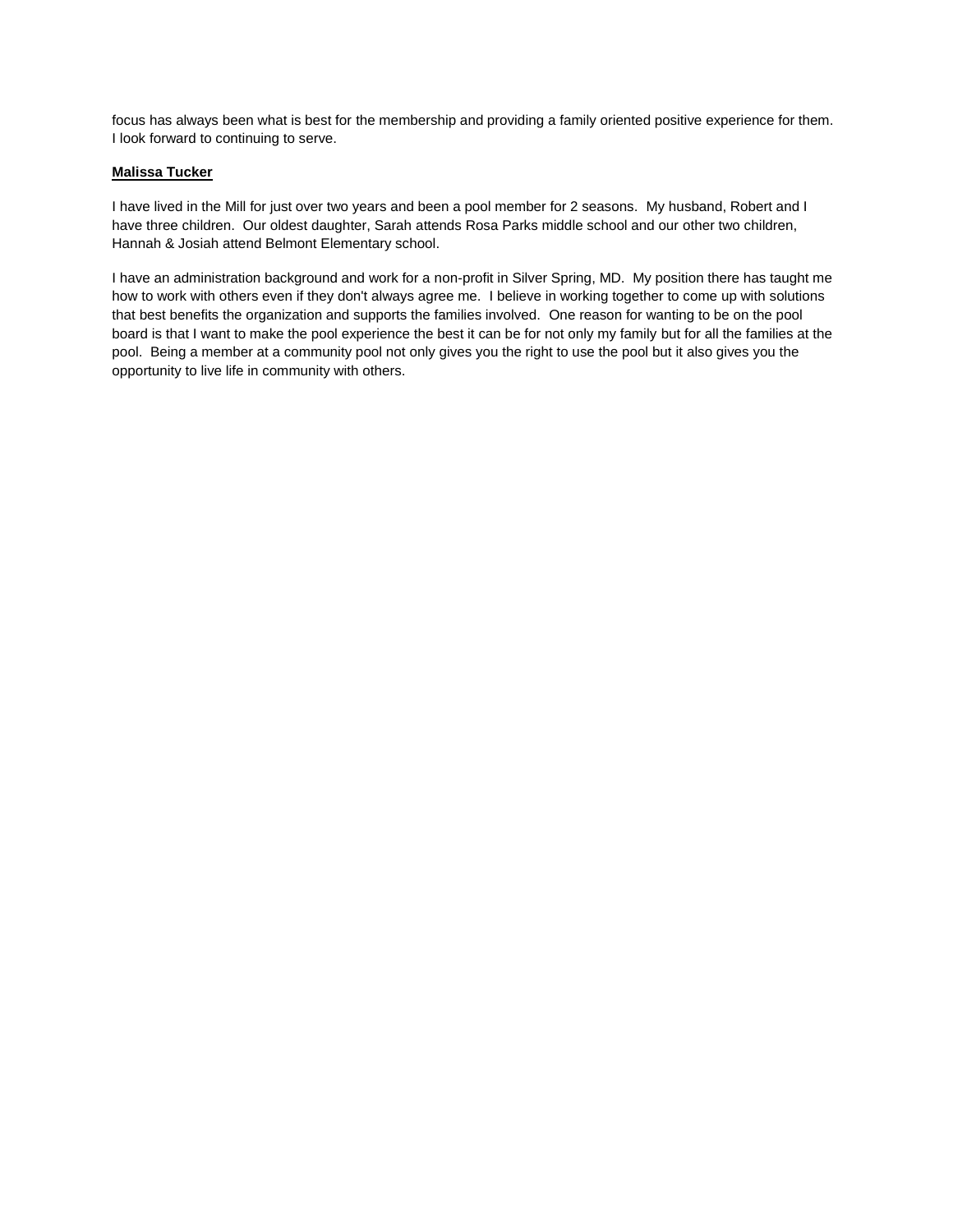focus has always been what is best for the membership and providing a family oriented positive experience for them. I look forward to continuing to serve.

**Malissa Tucker**

I have lived in the Mill for just over two years and been a pool member for 2 seasons. My husband, Robert and I have three children. Our oldest daughter, Sarah attends Rosa Parks middle school and our other two children, Hannah & Josiah attend Belmont Elementary school.

I have an administration background and work for a non-profit in Silver Spring, MD. My position there has taught me how to work with others even if they don't always agree me. I believe in working together to come up with solutions that best benefits the organization and supports the families involved. One reason for wanting to be on the pool board is that I want to make the pool experience the best it can be for not only my family but for all the families at the pool. Being a member at a community pool not only gives you the right to use the pool but it also gives you the opportunity to live life in community with others.